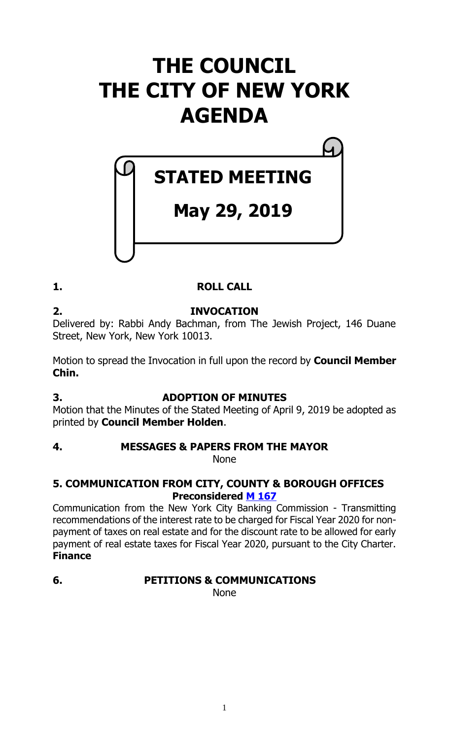# THE COUNCIL THE CITY OF NEW YORK AGENDA

## STATED MEETING

## May 29, 2019

### 1. ROLL CALL

### 2. INVOCATION

Delivered by: Rabbi Andy Bachman, from The Jewish Project, 146 Duane Street, New York, New York 10013.

Motion to spread the Invocation in full upon the record by **Council Member Chin.**

### 3. ADOPTION OF MINUTES

Motion that the Minutes of the Stated Meeting of April 9, 2019 be adopted as printed by **Council Member Holden**.

### 4. MESSAGES & PAPERS FROM THE MAYOR

None

### 5. COMMUNICATION FROM CITY, COUNTY & BOROUGH OFFICES

**Preconsidered M 167**

Communication from the New York City Banking Commission - Transmitting recommendations of the interest rate to be charged for Fiscal Year 2020 for non-payment of taxes on real estate and for the discount rate to be allowed for early payment of real estate taxes for Fiscal Year 2020, pursuant to the City Charter. **Finance**

### 6. PETITIONS & COMMUNICATIONS

None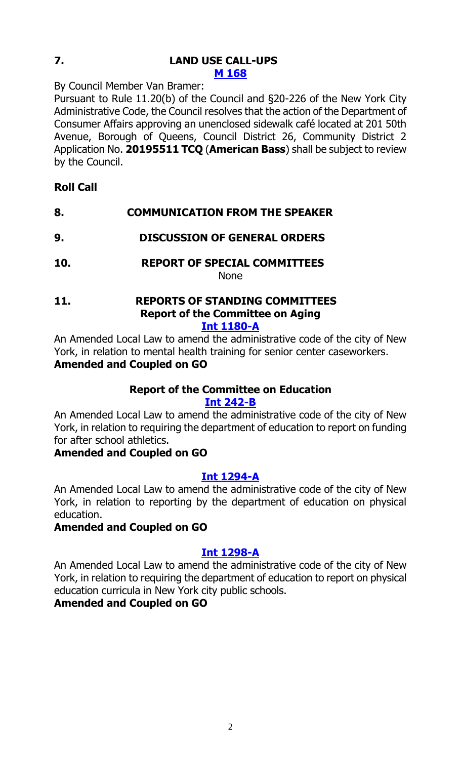**7. LAND USE CALL-UPS**

**M 168**

By Council Member Van Bramer:

Pursuant to Rule 11.20(b) of the Council and §20-226 of the New York City Administrative Code, the Council resolves that the action of the Department of Consumer Affairs approving an unenclosed sidewalk café located at 201 50th Avenue, Borough of Queens, Council District 26, Community District 2 Application No. **20195511 TCQ** (**American Bass**) shall be subject to review by the Council.

**Roll Call**

**8. COMMUNICATION FROM THE SPEAKER**

**9. DISCUSSION OF GENERAL ORDERS**

**10. REPORT OF SPECIAL COMMITTEES**

None

**11. REPORTS OF STANDING COMMITTEES**

**Report of the Committee on Aging**

**Int 1180-A**

An Amended Local Law to amend the administrative code of the city of New York, in relation to mental health training for senior center caseworkers.

**Amended and Coupled on GO**

**Report of the Committee on Education**

**Int 242-B**

An Amended Local Law to amend the administrative code of the city of New York, in relation to requiring the department of education to report on funding for after school athletics.

**Amended and Coupled on GO**

**Int 1294-A**

An Amended Local Law to amend the administrative code of the city of New York, in relation to reporting by the department of education on physical education.

**Amended and Coupled on GO**

**Int 1298-A**

An Amended Local Law to amend the administrative code of the city of New York, in relation to requiring the department of education to report on physical education curricula in New York city public schools.

**Amended and Coupled on GO**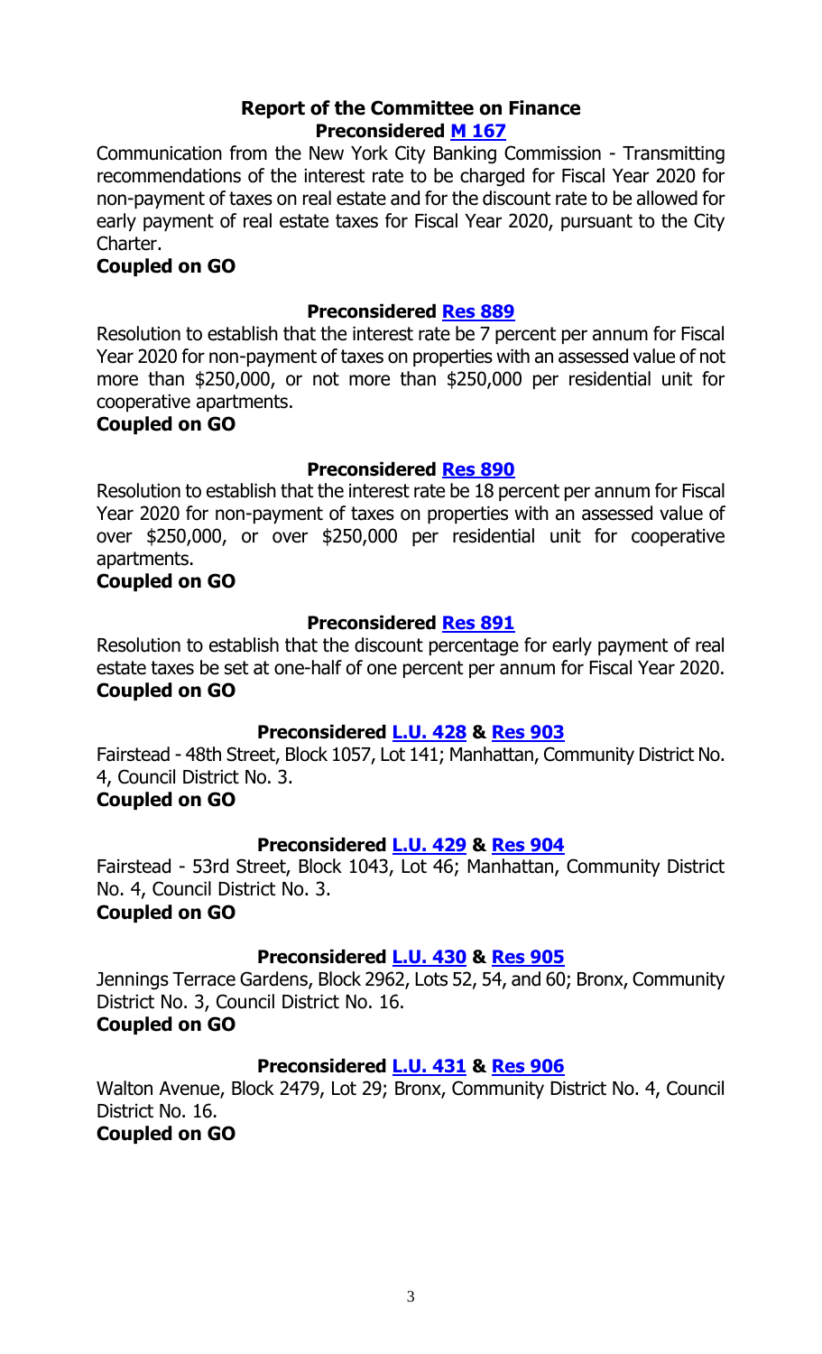### Report of the Committee on Finance

**Preconsidered M 167**

Communication from the New York City Banking Commission - Transmitting recommendations of the interest rate to be charged for Fiscal Year 2020 for non-payment of taxes on real estate and for the discount rate to be allowed for early payment of real estate taxes for Fiscal Year 2020, pursuant to the City Charter.

**Coupled on GO**

**Preconsidered Res 889**

Resolution to establish that the interest rate be 7 percent per annum for Fiscal Year 2020 for non-payment of taxes on properties with an assessed value of not more than $250,000, or not more than $250,000 per residential unit for cooperative apartments.

**Coupled on GO**

**Preconsidered Res 890**

Resolution to establish that the interest rate be 18 percent per annum for Fiscal Year 2020 for non-payment of taxes on properties with an assessed value of over $250,000, or over $250,000 per residential unit for cooperative apartments.

**Coupled on GO**

**Preconsidered Res 891**

Resolution to establish that the discount percentage for early payment of real estate taxes be set at one-half of one percent per annum for Fiscal Year 2020.

**Coupled on GO**

**Preconsidered L.U. 428 & Res 903**

Fairstead - 48th Street, Block 1057, Lot 141; Manhattan, Community District No. 4, Council District No. 3.

**Coupled on GO**

**Preconsidered L.U. 429 & Res 904**

Fairstead - 53rd Street, Block 1043, Lot 46; Manhattan, Community District No. 4, Council District No. 3.

**Coupled on GO**

**Preconsidered L.U. 430 & Res 905**

Jennings Terrace Gardens, Block 2962, Lots 52, 54, and 60; Bronx, Community District No. 3, Council District No. 16.

**Coupled on GO**

**Preconsidered L.U. 431 & Res 906**

Walton Avenue, Block 2479, Lot 29; Bronx, Community District No. 4, Council District No. 16.

**Coupled on GO**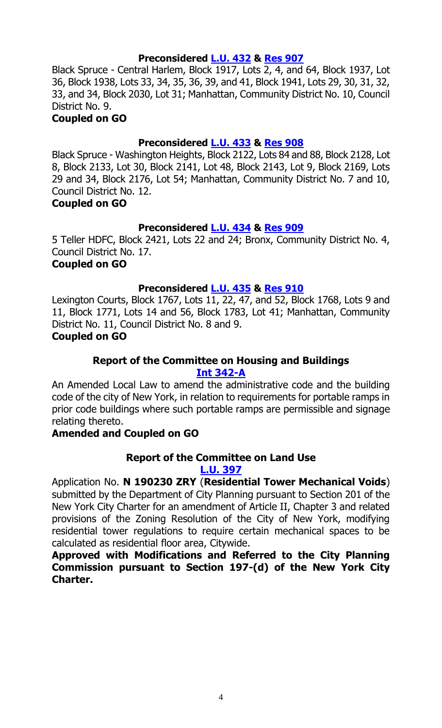**Preconsidered L.U. 432 & Res 907**

Black Spruce - Central Harlem, Block 1917, Lots 2, 4, and 64, Block 1937, Lot 36, Block 1938, Lots 33, 34, 35, 36, 39, and 41, Block 1941, Lots 29, 30, 31, 32, 33, and 34, Block 2030, Lot 31; Manhattan, Community District No. 10, Council District No. 9.

**Coupled on GO**

**Preconsidered L.U. 433 & Res 908**

Black Spruce - Washington Heights, Block 2122, Lots 84 and 88, Block 2128, Lot 8, Block 2133, Lot 30, Block 2141, Lot 48, Block 2143, Lot 9, Block 2169, Lots 29 and 34, Block 2176, Lot 54; Manhattan, Community District No. 7 and 10, Council District No. 12.

**Coupled on GO**

**Preconsidered L.U. 434 & Res 909**

5 Teller HDFC, Block 2421, Lots 22 and 24; Bronx, Community District No. 4, Council District No. 17.

**Coupled on GO**

**Preconsidered L.U. 435 & Res 910**

Lexington Courts, Block 1767, Lots 11, 22, 47, and 52, Block 1768, Lots 9 and 11, Block 1771, Lots 14 and 56, Block 1783, Lot 41; Manhattan, Community District No. 11, Council District No. 8 and 9.

**Coupled on GO**

**Report of the Committee on Housing and Buildings**
**Int 342-A**

An Amended Local Law to amend the administrative code and the building code of the city of New York, in relation to requirements for portable ramps in prior code buildings where such portable ramps are permissible and signage relating thereto.

**Amended and Coupled on GO**

**Report of the Committee on Land Use**
**L.U. 397**

Application No. **N 190230 ZRY** (**Residential Tower Mechanical Voids**) submitted by the Department of City Planning pursuant to Section 201 of the New York City Charter for an amendment of Article II, Chapter 3 and related provisions of the Zoning Resolution of the City of New York, modifying residential tower regulations to require certain mechanical spaces to be calculated as residential floor area, Citywide.

**Approved with Modifications and Referred to the City Planning Commission pursuant to Section 197-(d) of the New York City Charter.**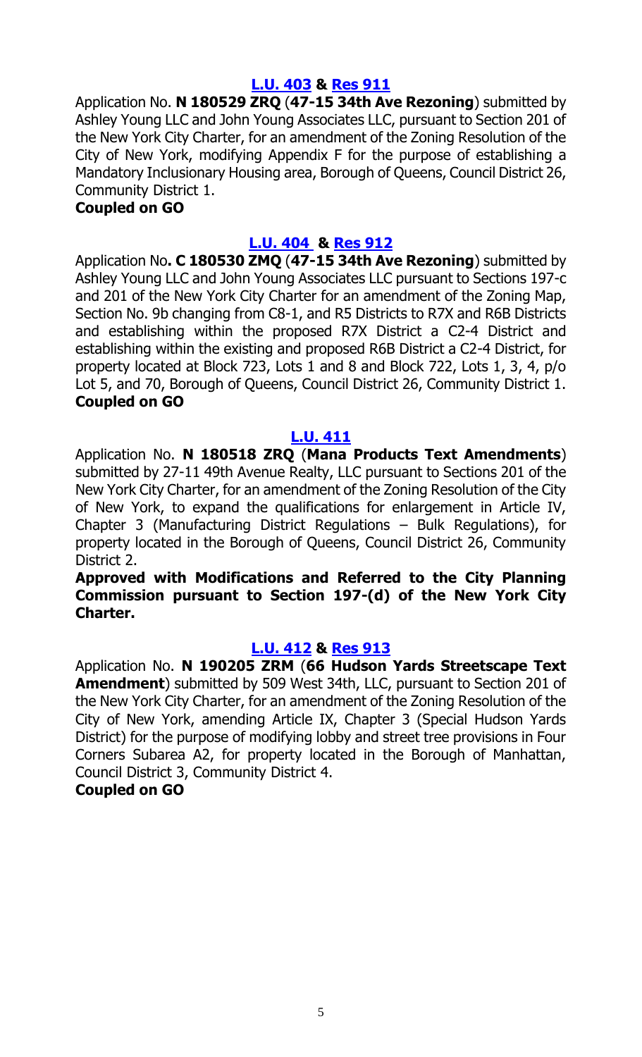**L.U. 403 & Res 911**

Application No. **N 180529 ZRQ** (**47-15 34th Ave Rezoning**) submitted by Ashley Young LLC and John Young Associates LLC, pursuant to Section 201 of the New York City Charter, for an amendment of the Zoning Resolution of the City of New York, modifying Appendix F for the purpose of establishing a Mandatory Inclusionary Housing area, Borough of Queens, Council District 26, Community District 1.

**Coupled on GO**

**L.U. 404 & Res 912**

Application No**. C 180530 ZMQ** (**47-15 34th Ave Rezoning**) submitted by Ashley Young LLC and John Young Associates LLC pursuant to Sections 197-c and 201 of the New York City Charter for an amendment of the Zoning Map, Section No. 9b changing from C8-1, and R5 Districts to R7X and R6B Districts and establishing within the proposed R7X District a C2-4 District and establishing within the existing and proposed R6B District a C2-4 District, for property located at Block 723, Lots 1 and 8 and Block 722, Lots 1, 3, 4, p/o Lot 5, and 70, Borough of Queens, Council District 26, Community District 1.

**Coupled on GO**

**L.U. 411**

Application No. **N 180518 ZRQ** (**Mana Products Text Amendments**) submitted by 27-11 49th Avenue Realty, LLC pursuant to Sections 201 of the New York City Charter, for an amendment of the Zoning Resolution of the City of New York, to expand the qualifications for enlargement in Article IV, Chapter 3 (Manufacturing District Regulations – Bulk Regulations), for property located in the Borough of Queens, Council District 26, Community District 2.

**Approved with Modifications and Referred to the City Planning Commission pursuant to Section 197-(d) of the New York City Charter.**

**L.U. 412 & Res 913**

Application No. **N 190205 ZRM** (**66 Hudson Yards Streetscape Text Amendment**) submitted by 509 West 34th, LLC, pursuant to Section 201 of the New York City Charter, for an amendment of the Zoning Resolution of the City of New York, amending Article IX, Chapter 3 (Special Hudson Yards District) for the purpose of modifying lobby and street tree provisions in Four Corners Subarea A2, for property located in the Borough of Manhattan, Council District 3, Community District 4.

**Coupled on GO**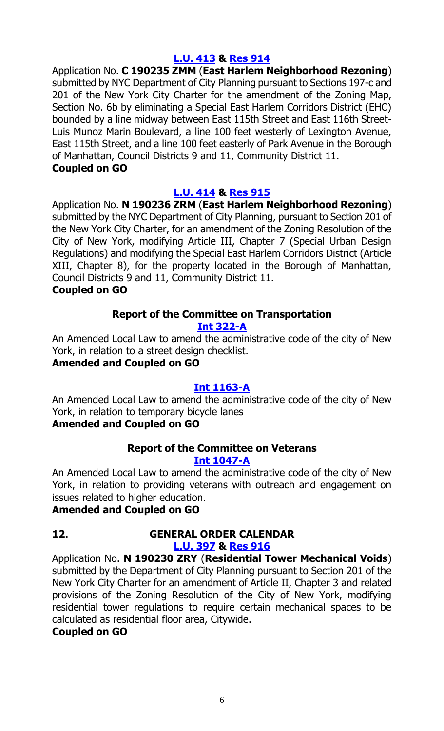**L.U. 413 & Res 914**

Application No. **C 190235 ZMM** (**East Harlem Neighborhood Rezoning**) submitted by NYC Department of City Planning pursuant to Sections 197-c and 201 of the New York City Charter for the amendment of the Zoning Map, Section No. 6b by eliminating a Special East Harlem Corridors District (EHC) bounded by a line midway between East 115th Street and East 116th Street-Luis Munoz Marin Boulevard, a line 100 feet westerly of Lexington Avenue, East 115th Street, and a line 100 feet easterly of Park Avenue in the Borough of Manhattan, Council Districts 9 and 11, Community District 11.

**Coupled on GO**

**L.U. 414 & Res 915**

Application No. **N 190236 ZRM** (**East Harlem Neighborhood Rezoning**) submitted by the NYC Department of City Planning, pursuant to Section 201 of the New York City Charter, for an amendment of the Zoning Resolution of the City of New York, modifying Article III, Chapter 7 (Special Urban Design Regulations) and modifying the Special East Harlem Corridors District (Article XIII, Chapter 8), for the property located in the Borough of Manhattan, Council Districts 9 and 11, Community District 11.

**Coupled on GO**

**Report of the Committee on Transportation**

**Int 322-A**

An Amended Local Law to amend the administrative code of the city of New York, in relation to a street design checklist.

**Amended and Coupled on GO**

**Int 1163-A**

An Amended Local Law to amend the administrative code of the city of New York, in relation to temporary bicycle lanes

**Amended and Coupled on GO**

**Report of the Committee on Veterans**

**Int 1047-A**

An Amended Local Law to amend the administrative code of the city of New York, in relation to providing veterans with outreach and engagement on issues related to higher education.

**Amended and Coupled on GO**

**12. GENERAL ORDER CALENDAR**

**L.U. 397 & Res 916**

Application No. **N 190230 ZRY** (**Residential Tower Mechanical Voids**) submitted by the Department of City Planning pursuant to Section 201 of the New York City Charter for an amendment of Article II, Chapter 3 and related provisions of the Zoning Resolution of the City of New York, modifying residential tower regulations to require certain mechanical spaces to be calculated as residential floor area, Citywide.

**Coupled on GO**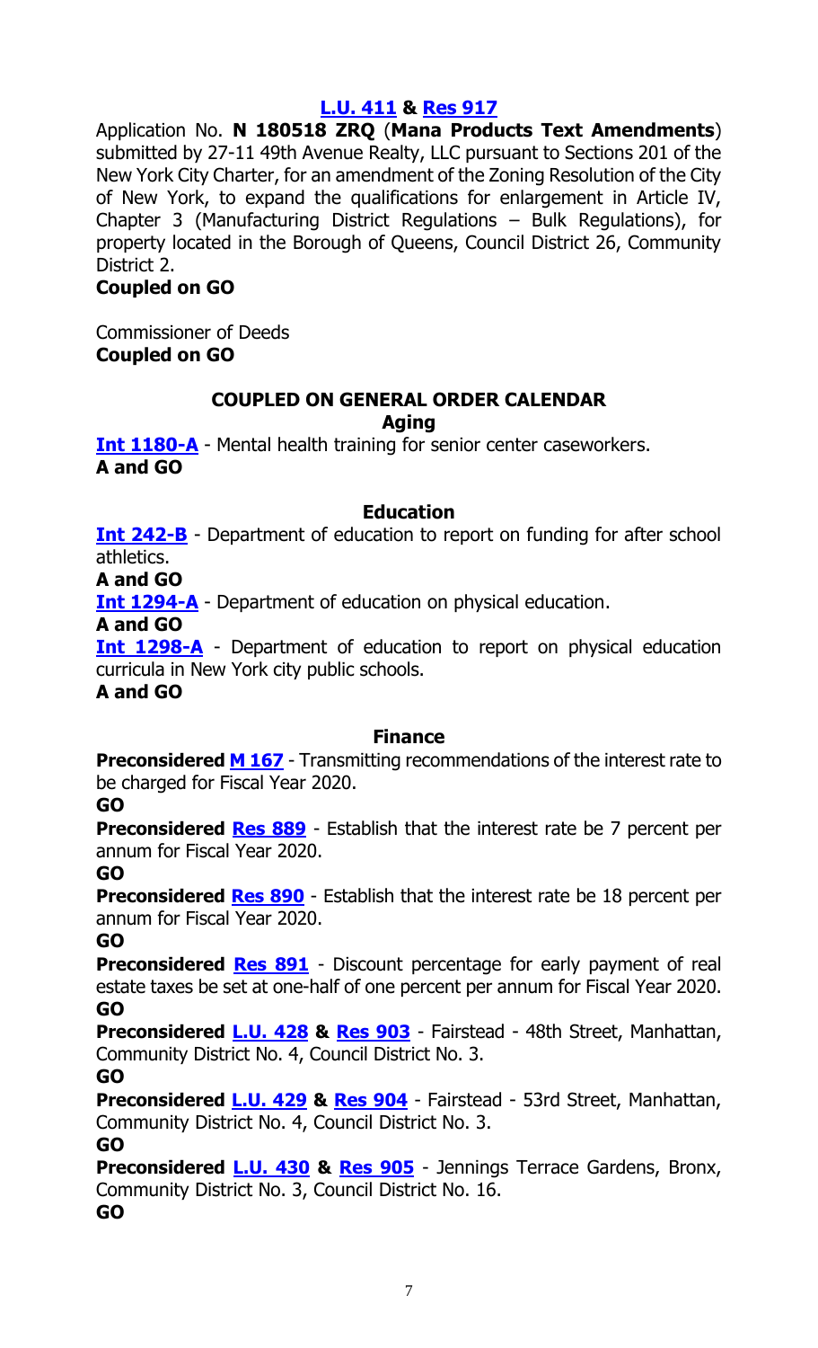**[L.U. 411](#) & [Res 917](#)**

Application No. **N 180518 ZRQ** (**Mana Products Text Amendments**) submitted by 27-11 49th Avenue Realty, LLC pursuant to Sections 201 of the New York City Charter, for an amendment of the Zoning Resolution of the City of New York, to expand the qualifications for enlargement in Article IV, Chapter 3 (Manufacturing District Regulations – Bulk Regulations), for property located in the Borough of Queens, Council District 26, Community District 2.

**Coupled on GO**

Commissioner of Deeds

**Coupled on GO**

## COUPLED ON GENERAL ORDER CALENDAR

### Aging

**[Int 1180-A](#)** - Mental health training for senior center caseworkers.

**A and GO**

### Education

**[Int 242-B](#)** - Department of education to report on funding for after school athletics.

**A and GO**

**[Int 1294-A](#)** - Department of education on physical education.

**A and GO**

**[Int 1298-A](#)** - Department of education to report on physical education curricula in New York city public schools.

**A and GO**

### Finance

**Preconsidered [M 167](#)** - Transmitting recommendations of the interest rate to be charged for Fiscal Year 2020.

**GO**

**Preconsidered [Res 889](#)** - Establish that the interest rate be 7 percent per annum for Fiscal Year 2020.

**GO**

**Preconsidered [Res 890](#)** - Establish that the interest rate be 18 percent per annum for Fiscal Year 2020.

**GO**

**Preconsidered [Res 891](#)** - Discount percentage for early payment of real estate taxes be set at one-half of one percent per annum for Fiscal Year 2020.

**GO**

**Preconsidered [L.U. 428](#) & [Res 903](#)** - Fairstead - 48th Street, Manhattan, Community District No. 4, Council District No. 3.

**GO**

**Preconsidered [L.U. 429](#) & [Res 904](#)** - Fairstead - 53rd Street, Manhattan, Community District No. 4, Council District No. 3.

**GO**

**Preconsidered [L.U. 430](#) & [Res 905](#)** - Jennings Terrace Gardens, Bronx, Community District No. 3, Council District No. 16.

**GO**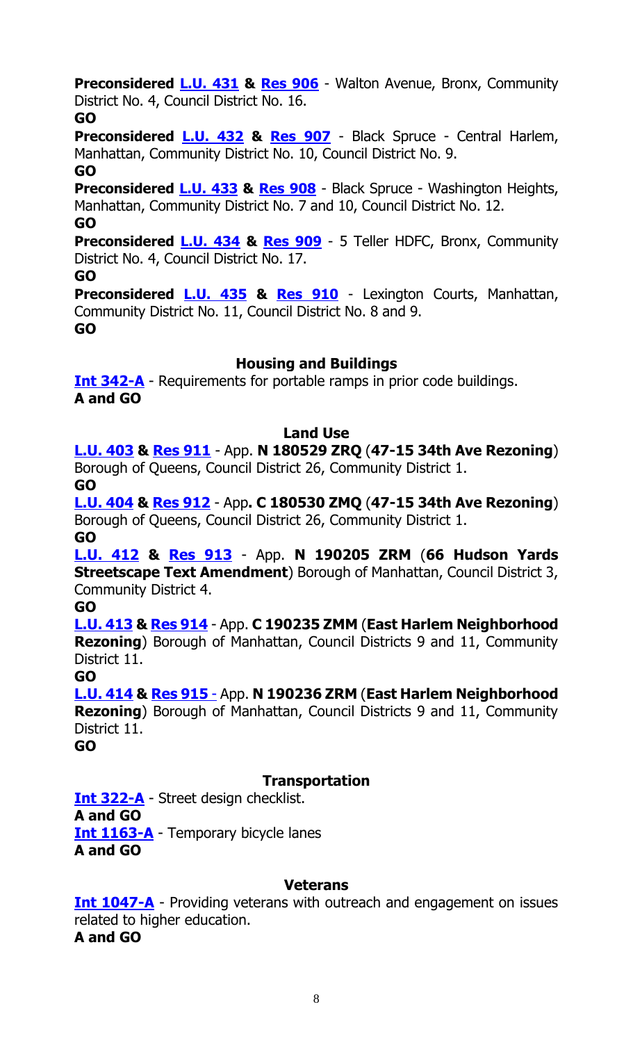**Preconsidered L.U. 431 & Res 906** - Walton Avenue, Bronx, Community District No. 4, Council District No. 16.
**GO**

**Preconsidered L.U. 432 & Res 907** - Black Spruce - Central Harlem, Manhattan, Community District No. 10, Council District No. 9.
**GO**

**Preconsidered L.U. 433 & Res 908** - Black Spruce - Washington Heights, Manhattan, Community District No. 7 and 10, Council District No. 12.
**GO**

**Preconsidered L.U. 434 & Res 909** - 5 Teller HDFC, Bronx, Community District No. 4, Council District No. 17.
**GO**

**Preconsidered L.U. 435 & Res 910** - Lexington Courts, Manhattan, Community District No. 11, Council District No. 8 and 9.
**GO**

### Housing and Buildings

**Int 342-A** - Requirements for portable ramps in prior code buildings.
**A and GO**

### Land Use

**L.U. 403 & Res 911** - App. **N 180529 ZRQ** (**47-15 34th Ave Rezoning**) Borough of Queens, Council District 26, Community District 1.
**GO**

**L.U. 404 & Res 912** - App**. C 180530 ZMQ** (**47-15 34th Ave Rezoning**) Borough of Queens, Council District 26, Community District 1.
**GO**

**L.U. 412 & Res 913** - App. **N 190205 ZRM** (**66 Hudson Yards Streetscape Text Amendment**) Borough of Manhattan, Council District 3, Community District 4.
**GO**

**L.U. 413 & Res 914** - App. **C 190235 ZMM** (**East Harlem Neighborhood Rezoning**) Borough of Manhattan, Council Districts 9 and 11, Community District 11.
**GO**

**L.U. 414 & Res 915** - App. **N 190236 ZRM** (**East Harlem Neighborhood Rezoning**) Borough of Manhattan, Council Districts 9 and 11, Community District 11.
**GO**

### Transportation

**Int 322-A** - Street design checklist.
**A and GO**

**Int 1163-A** - Temporary bicycle lanes
**A and GO**

### Veterans

**Int 1047-A** - Providing veterans with outreach and engagement on issues related to higher education.
**A and GO**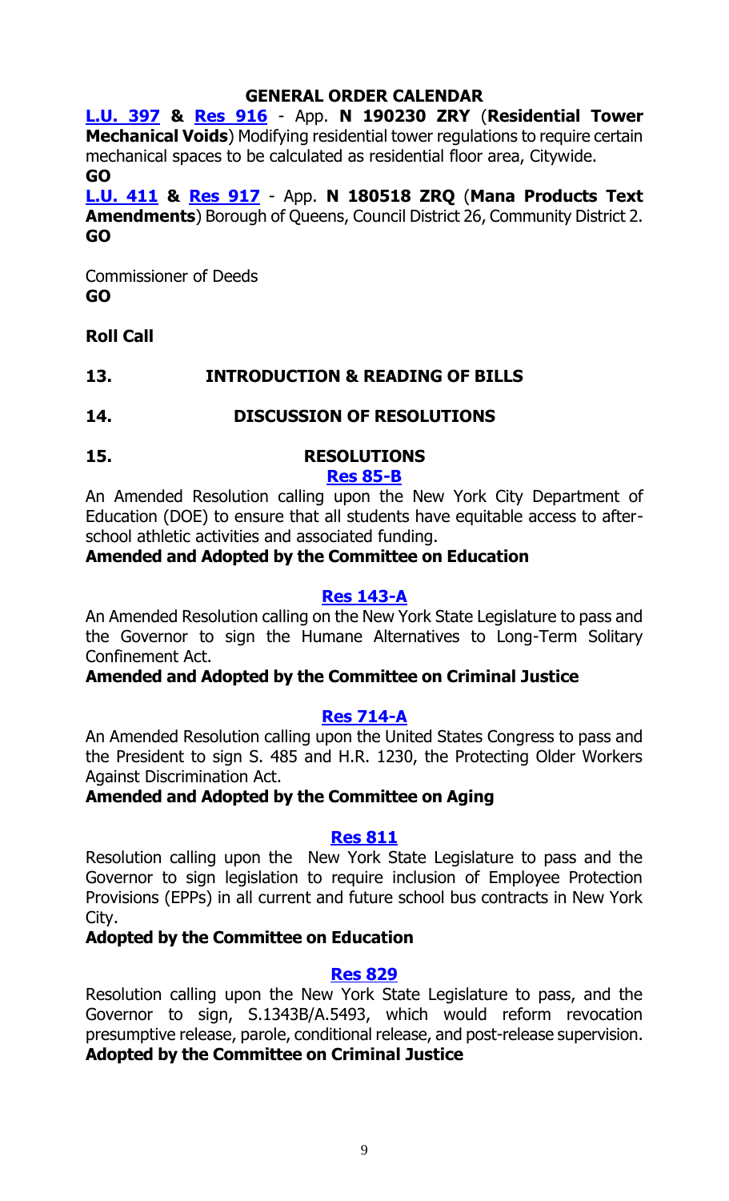**GENERAL ORDER CALENDAR**

**L.U. 397 & Res 916** - App. **N 190230 ZRY** (**Residential Tower Mechanical Voids**) Modifying residential tower regulations to require certain mechanical spaces to be calculated as residential floor area, Citywide.
**GO**

**L.U. 411 & Res 917** - App. **N 180518 ZRQ** (**Mana Products Text Amendments**) Borough of Queens, Council District 26, Community District 2.
**GO**

Commissioner of Deeds
**GO**

**Roll Call**

**13. INTRODUCTION & READING OF BILLS**

**14. DISCUSSION OF RESOLUTIONS**

**15. RESOLUTIONS**

**Res 85-B**

An Amended Resolution calling upon the New York City Department of Education (DOE) to ensure that all students have equitable access to after-school athletic activities and associated funding.
**Amended and Adopted by the Committee on Education**

**Res 143-A**

An Amended Resolution calling on the New York State Legislature to pass and the Governor to sign the Humane Alternatives to Long-Term Solitary Confinement Act.
**Amended and Adopted by the Committee on Criminal Justice**

**Res 714-A**

An Amended Resolution calling upon the United States Congress to pass and the President to sign S. 485 and H.R. 1230, the Protecting Older Workers Against Discrimination Act.
**Amended and Adopted by the Committee on Aging**

**Res 811**

Resolution calling upon the New York State Legislature to pass and the Governor to sign legislation to require inclusion of Employee Protection Provisions (EPPs) in all current and future school bus contracts in New York City.
**Adopted by the Committee on Education**

**Res 829**

Resolution calling upon the New York State Legislature to pass, and the Governor to sign, S.1343B/A.5493, which would reform revocation presumptive release, parole, conditional release, and post-release supervision.
**Adopted by the Committee on Criminal Justice**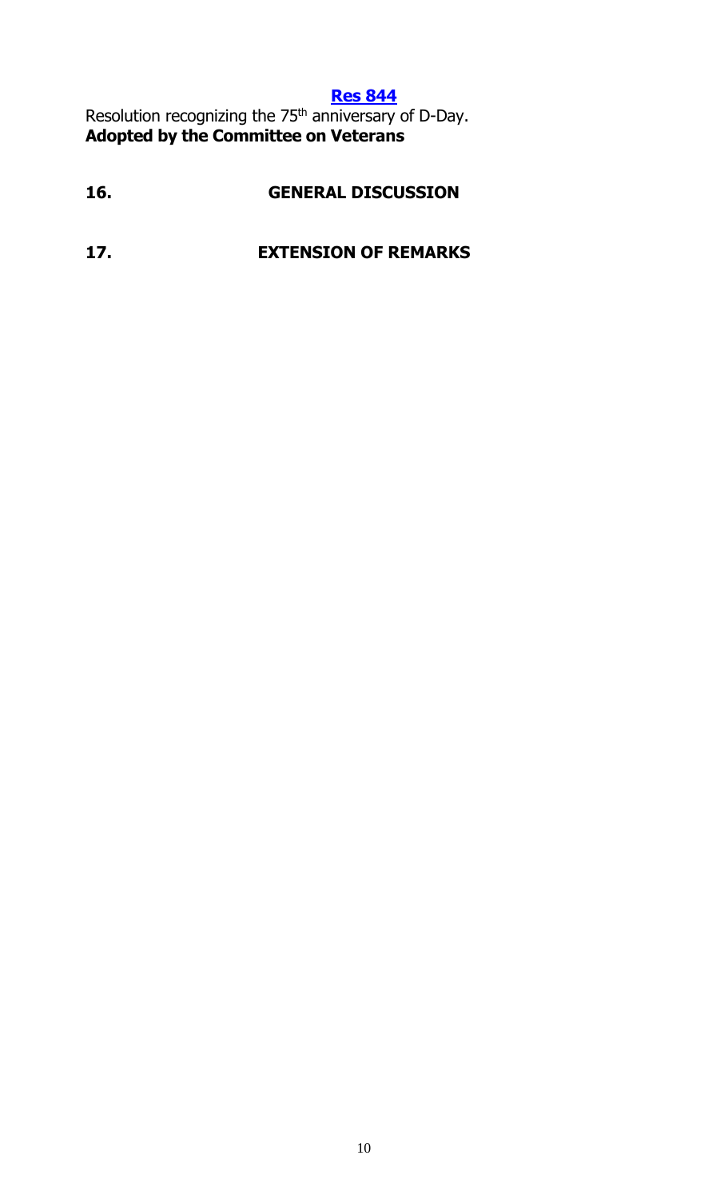**Res 844**

Resolution recognizing the 75th anniversary of D-Day.
**Adopted by the Committee on Veterans**

## 16. GENERAL DISCUSSION

## 17. EXTENSION OF REMARKS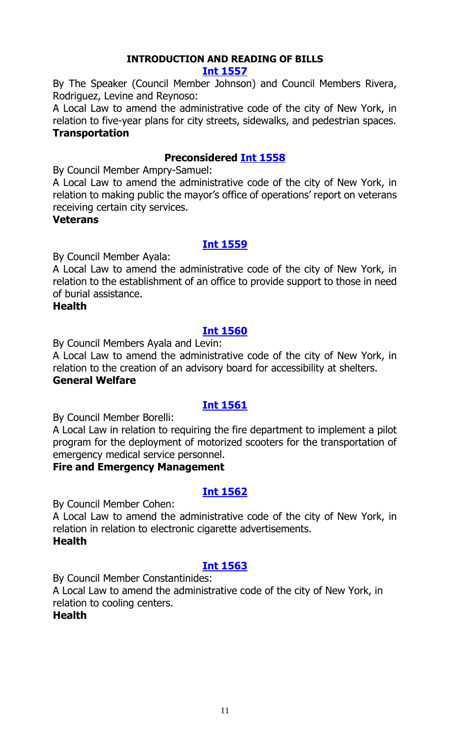## INTRODUCTION AND READING OF BILLS

### Int 1557

By The Speaker (Council Member Johnson) and Council Members Rivera, Rodriguez, Levine and Reynoso:

A Local Law to amend the administrative code of the city of New York, in relation to five-year plans for city streets, sidewalks, and pedestrian spaces.

**Transportation**

### Preconsidered Int 1558

By Council Member Ampry-Samuel:

A Local Law to amend the administrative code of the city of New York, in relation to making public the mayor's office of operations' report on veterans receiving certain city services.

**Veterans**

### Int 1559

By Council Member Ayala:

A Local Law to amend the administrative code of the city of New York, in relation to the establishment of an office to provide support to those in need of burial assistance.

**Health**

### Int 1560

By Council Members Ayala and Levin:

A Local Law to amend the administrative code of the city of New York, in relation to the creation of an advisory board for accessibility at shelters.

**General Welfare**

### Int 1561

By Council Member Borelli:

A Local Law in relation to requiring the fire department to implement a pilot program for the deployment of motorized scooters for the transportation of emergency medical service personnel.

**Fire and Emergency Management**

### Int 1562

By Council Member Cohen:

A Local Law to amend the administrative code of the city of New York, in relation in relation to electronic cigarette advertisements.

**Health**

### Int 1563

By Council Member Constantinides:

A Local Law to amend the administrative code of the city of New York, in relation to cooling centers.

**Health**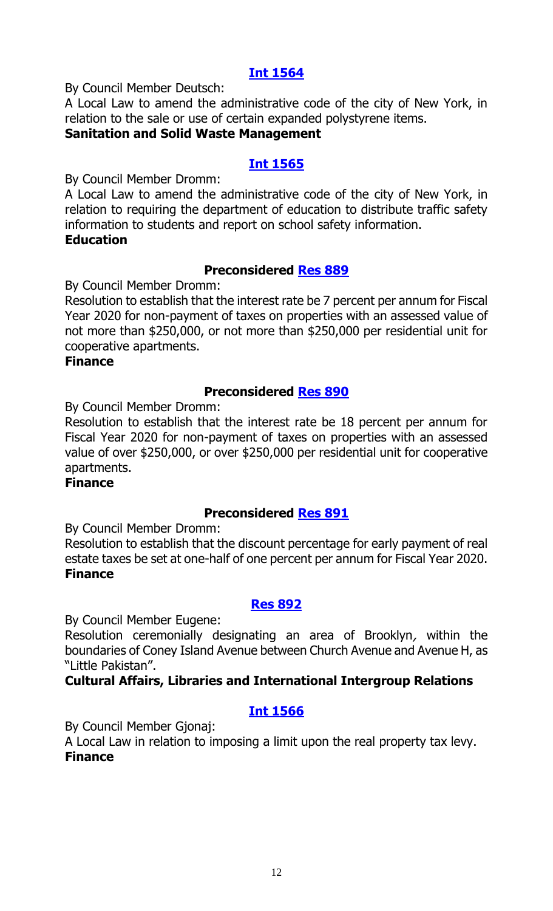### Int 1564

By Council Member Deutsch:

A Local Law to amend the administrative code of the city of New York, in relation to the sale or use of certain expanded polystyrene items.

**Sanitation and Solid Waste Management**

### Int 1565

By Council Member Dromm:

A Local Law to amend the administrative code of the city of New York, in relation to requiring the department of education to distribute traffic safety information to students and report on school safety information.

**Education**

### Preconsidered Res 889

By Council Member Dromm:

Resolution to establish that the interest rate be 7 percent per annum for Fiscal Year 2020 for non-payment of taxes on properties with an assessed value of not more than $250,000, or not more than $250,000 per residential unit for cooperative apartments.

**Finance**

### Preconsidered Res 890

By Council Member Dromm:

Resolution to establish that the interest rate be 18 percent per annum for Fiscal Year 2020 for non-payment of taxes on properties with an assessed value of over $250,000, or over $250,000 per residential unit for cooperative apartments.

**Finance**

### Preconsidered Res 891

By Council Member Dromm:

Resolution to establish that the discount percentage for early payment of real estate taxes be set at one-half of one percent per annum for Fiscal Year 2020.

**Finance**

### Res 892

By Council Member Eugene:

Resolution ceremonially designating an area of Brooklyn, within the boundaries of Coney Island Avenue between Church Avenue and Avenue H, as "Little Pakistan".

**Cultural Affairs, Libraries and International Intergroup Relations**

### Int 1566

By Council Member Gjonaj:

A Local Law in relation to imposing a limit upon the real property tax levy.

**Finance**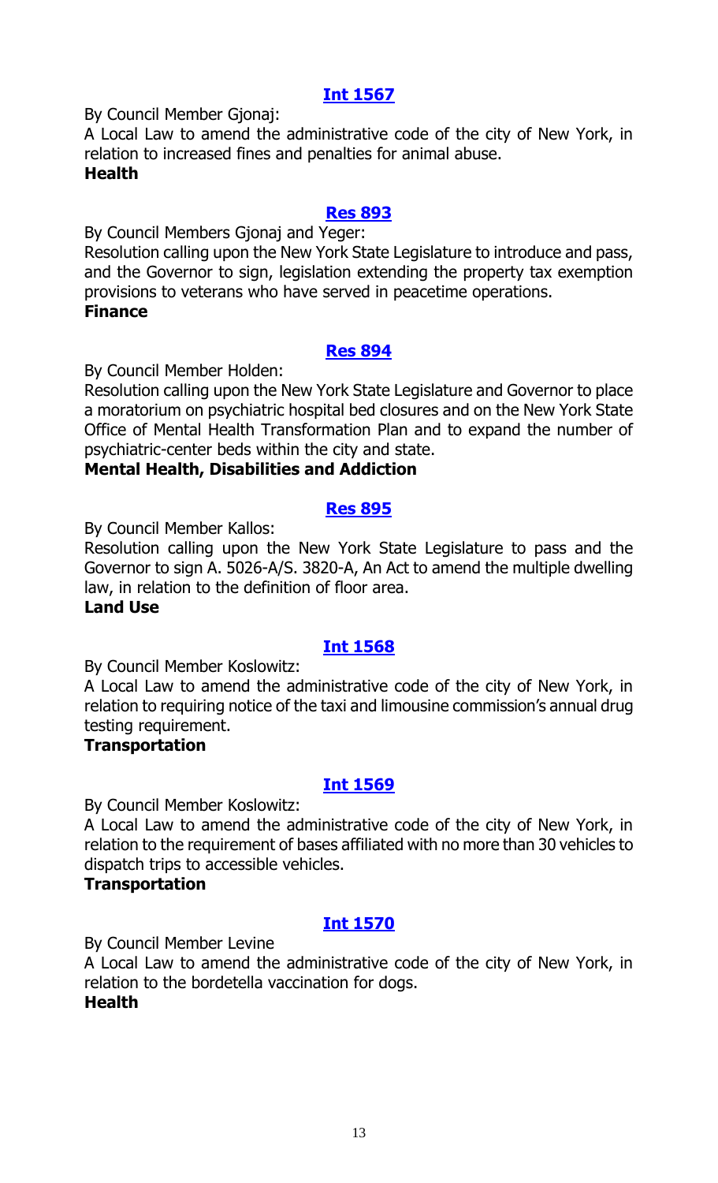## [Int 1567]

By Council Member Gjonaj:

A Local Law to amend the administrative code of the city of New York, in relation to increased fines and penalties for animal abuse.

**Health**

## [Res 893]

By Council Members Gjonaj and Yeger:

Resolution calling upon the New York State Legislature to introduce and pass, and the Governor to sign, legislation extending the property tax exemption provisions to veterans who have served in peacetime operations.

**Finance**

## [Res 894]

By Council Member Holden:

Resolution calling upon the New York State Legislature and Governor to place a moratorium on psychiatric hospital bed closures and on the New York State Office of Mental Health Transformation Plan and to expand the number of psychiatric-center beds within the city and state.

**Mental Health, Disabilities and Addiction**

## [Res 895]

By Council Member Kallos:

Resolution calling upon the New York State Legislature to pass and the Governor to sign A. 5026-A/S. 3820-A, An Act to amend the multiple dwelling law, in relation to the definition of floor area.

**Land Use**

## [Int 1568]

By Council Member Koslowitz:

A Local Law to amend the administrative code of the city of New York, in relation to requiring notice of the taxi and limousine commission's annual drug testing requirement.

**Transportation**

## [Int 1569]

By Council Member Koslowitz:

A Local Law to amend the administrative code of the city of New York, in relation to the requirement of bases affiliated with no more than 30 vehicles to dispatch trips to accessible vehicles.

**Transportation**

## [Int 1570]

By Council Member Levine

A Local Law to amend the administrative code of the city of New York, in relation to the bordetella vaccination for dogs.

**Health**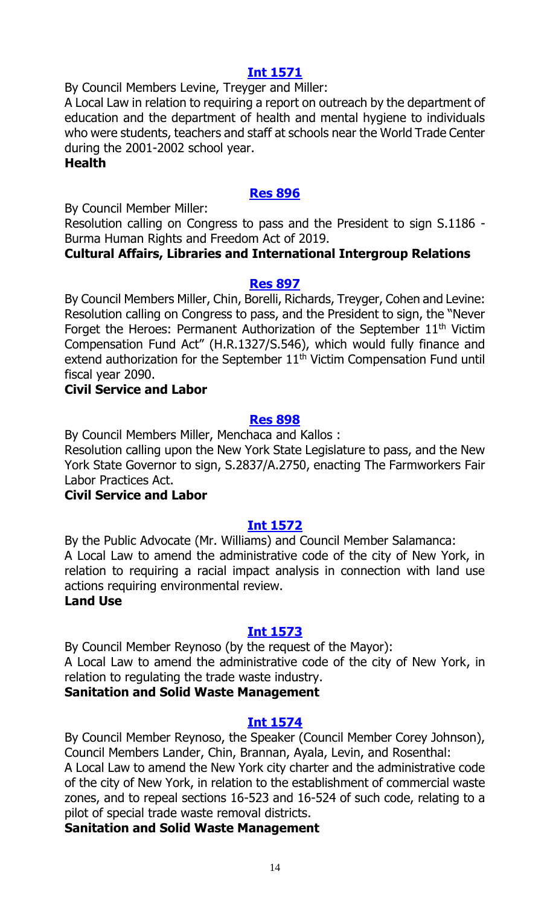### [Int 1571]

By Council Members Levine, Treyger and Miller:

A Local Law in relation to requiring a report on outreach by the department of education and the department of health and mental hygiene to individuals who were students, teachers and staff at schools near the World Trade Center during the 2001-2002 school year.

**Health**

### [Res 896]

By Council Member Miller:

Resolution calling on Congress to pass and the President to sign S.1186 - Burma Human Rights and Freedom Act of 2019.

**Cultural Affairs, Libraries and International Intergroup Relations**

### [Res 897]

By Council Members Miller, Chin, Borelli, Richards, Treyger, Cohen and Levine:

Resolution calling on Congress to pass, and the President to sign, the "Never Forget the Heroes: Permanent Authorization of the September 11th Victim Compensation Fund Act" (H.R.1327/S.546), which would fully finance and extend authorization for the September 11th Victim Compensation Fund until fiscal year 2090.

**Civil Service and Labor**

### [Res 898]

By Council Members Miller, Menchaca and Kallos :

Resolution calling upon the New York State Legislature to pass, and the New York State Governor to sign, S.2837/A.2750, enacting The Farmworkers Fair Labor Practices Act.

**Civil Service and Labor**

### [Int 1572]

By the Public Advocate (Mr. Williams) and Council Member Salamanca:

A Local Law to amend the administrative code of the city of New York, in relation to requiring a racial impact analysis in connection with land use actions requiring environmental review.

**Land Use**

### [Int 1573]

By Council Member Reynoso (by the request of the Mayor):

A Local Law to amend the administrative code of the city of New York, in relation to regulating the trade waste industry.

**Sanitation and Solid Waste Management**

### [Int 1574]

By Council Member Reynoso, the Speaker (Council Member Corey Johnson), Council Members Lander, Chin, Brannan, Ayala, Levin, and Rosenthal:

A Local Law to amend the New York city charter and the administrative code of the city of New York, in relation to the establishment of commercial waste zones, and to repeal sections 16-523 and 16-524 of such code, relating to a pilot of special trade waste removal districts.

**Sanitation and Solid Waste Management**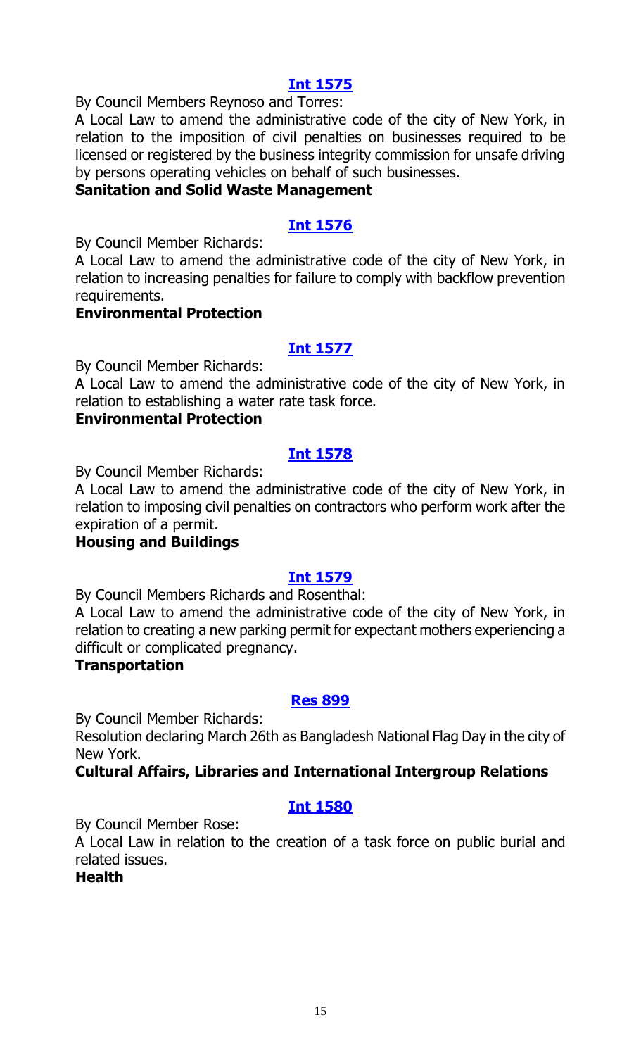## [Int 1575]

By Council Members Reynoso and Torres:

A Local Law to amend the administrative code of the city of New York, in relation to the imposition of civil penalties on businesses required to be licensed or registered by the business integrity commission for unsafe driving by persons operating vehicles on behalf of such businesses.

**Sanitation and Solid Waste Management**

## [Int 1576]

By Council Member Richards:

A Local Law to amend the administrative code of the city of New York, in relation to increasing penalties for failure to comply with backflow prevention requirements.

**Environmental Protection**

## [Int 1577]

By Council Member Richards:

A Local Law to amend the administrative code of the city of New York, in relation to establishing a water rate task force.

**Environmental Protection**

## [Int 1578]

By Council Member Richards:

A Local Law to amend the administrative code of the city of New York, in relation to imposing civil penalties on contractors who perform work after the expiration of a permit.

**Housing and Buildings**

## [Int 1579]

By Council Members Richards and Rosenthal:

A Local Law to amend the administrative code of the city of New York, in relation to creating a new parking permit for expectant mothers experiencing a difficult or complicated pregnancy.

**Transportation**

## [Res 899]

By Council Member Richards:

Resolution declaring March 26th as Bangladesh National Flag Day in the city of New York.

**Cultural Affairs, Libraries and International Intergroup Relations**

## [Int 1580]

By Council Member Rose:

A Local Law in relation to the creation of a task force on public burial and related issues.

**Health**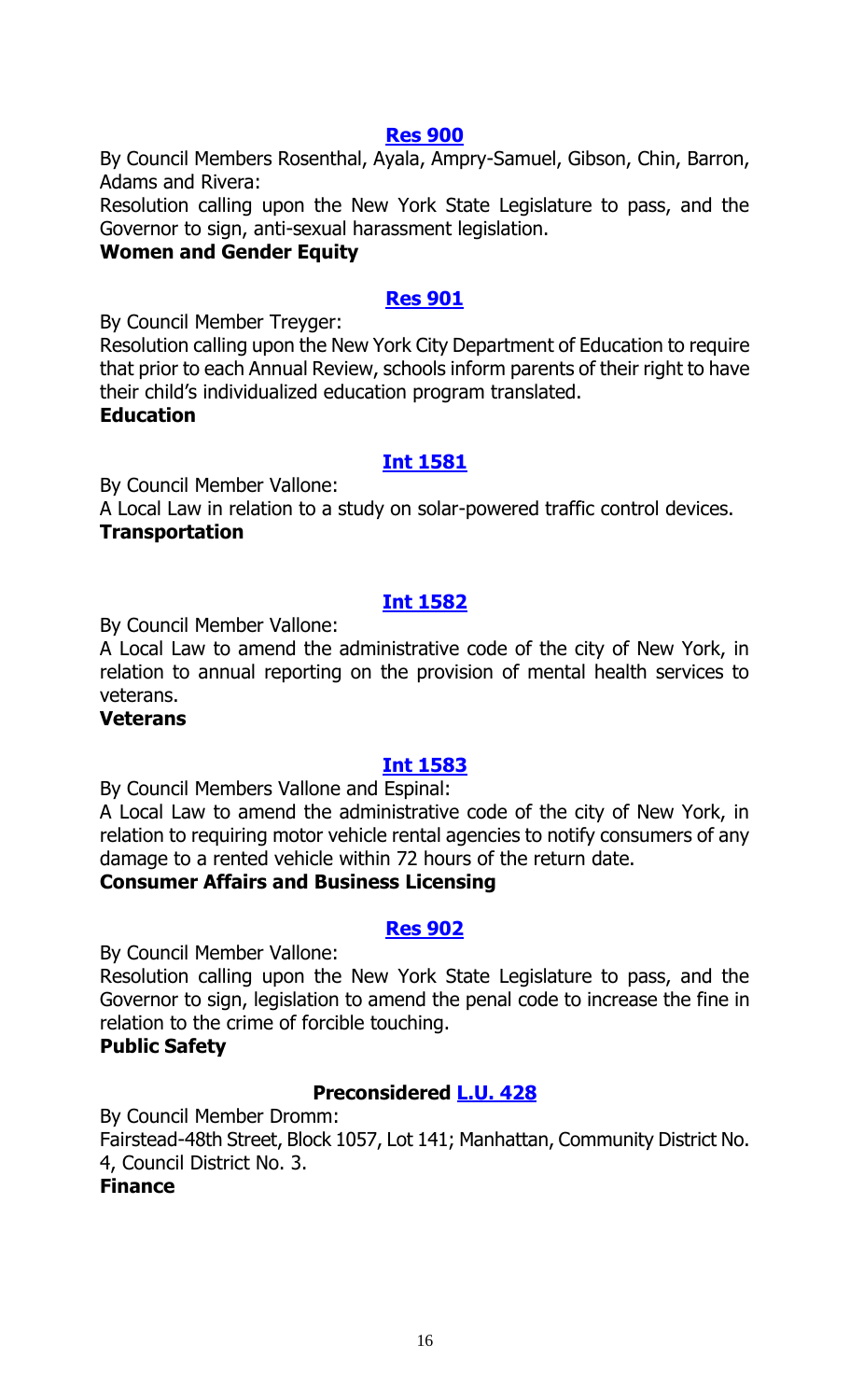### Res 900

By Council Members Rosenthal, Ayala, Ampry-Samuel, Gibson, Chin, Barron, Adams and Rivera:

Resolution calling upon the New York State Legislature to pass, and the Governor to sign, anti-sexual harassment legislation.

**Women and Gender Equity**

### Res 901

By Council Member Treyger:

Resolution calling upon the New York City Department of Education to require that prior to each Annual Review, schools inform parents of their right to have their child's individualized education program translated.

**Education**

### Int 1581

By Council Member Vallone:

A Local Law in relation to a study on solar-powered traffic control devices.

**Transportation**

### Int 1582

By Council Member Vallone:

A Local Law to amend the administrative code of the city of New York, in relation to annual reporting on the provision of mental health services to veterans.

**Veterans**

### Int 1583

By Council Members Vallone and Espinal:

A Local Law to amend the administrative code of the city of New York, in relation to requiring motor vehicle rental agencies to notify consumers of any damage to a rented vehicle within 72 hours of the return date.

**Consumer Affairs and Business Licensing**

### Res 902

By Council Member Vallone:

Resolution calling upon the New York State Legislature to pass, and the Governor to sign, legislation to amend the penal code to increase the fine in relation to the crime of forcible touching.

**Public Safety**

### Preconsidered L.U. 428

By Council Member Dromm:

Fairstead-48th Street, Block 1057, Lot 141; Manhattan, Community District No. 4, Council District No. 3.

**Finance**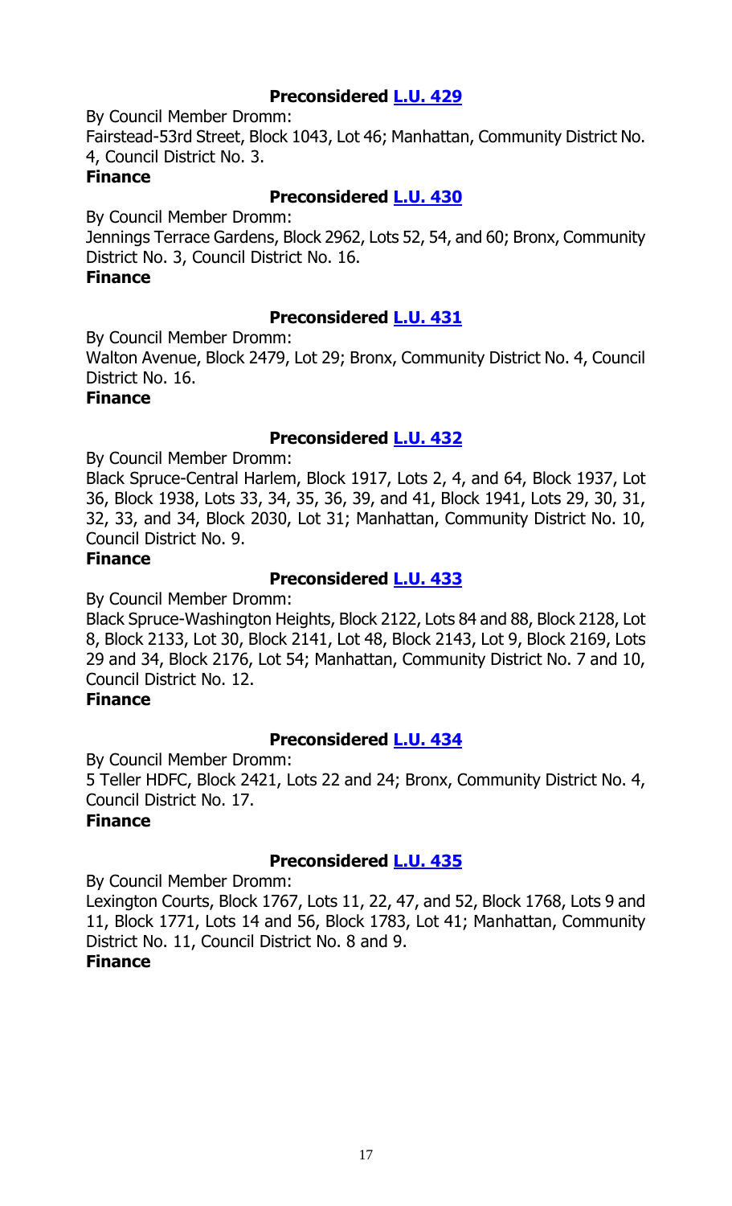**Preconsidered [L.U. 429]**

By Council Member Dromm:

Fairstead-53rd Street, Block 1043, Lot 46; Manhattan, Community District No. 4, Council District No. 3.

**Finance**

**Preconsidered [L.U. 430]**

By Council Member Dromm:

Jennings Terrace Gardens, Block 2962, Lots 52, 54, and 60; Bronx, Community District No. 3, Council District No. 16.

**Finance**

**Preconsidered [L.U. 431]**

By Council Member Dromm:

Walton Avenue, Block 2479, Lot 29; Bronx, Community District No. 4, Council District No. 16.

**Finance**

**Preconsidered [L.U. 432]**

By Council Member Dromm:

Black Spruce-Central Harlem, Block 1917, Lots 2, 4, and 64, Block 1937, Lot 36, Block 1938, Lots 33, 34, 35, 36, 39, and 41, Block 1941, Lots 29, 30, 31, 32, 33, and 34, Block 2030, Lot 31; Manhattan, Community District No. 10, Council District No. 9.

**Finance**

**Preconsidered [L.U. 433]**

By Council Member Dromm:

Black Spruce-Washington Heights, Block 2122, Lots 84 and 88, Block 2128, Lot 8, Block 2133, Lot 30, Block 2141, Lot 48, Block 2143, Lot 9, Block 2169, Lots 29 and 34, Block 2176, Lot 54; Manhattan, Community District No. 7 and 10, Council District No. 12.

**Finance**

**Preconsidered [L.U. 434]**

By Council Member Dromm:

5 Teller HDFC, Block 2421, Lots 22 and 24; Bronx, Community District No. 4, Council District No. 17.

**Finance**

**Preconsidered [L.U. 435]**

By Council Member Dromm:

Lexington Courts, Block 1767, Lots 11, 22, 47, and 52, Block 1768, Lots 9 and 11, Block 1771, Lots 14 and 56, Block 1783, Lot 41; Manhattan, Community District No. 11, Council District No. 8 and 9.

**Finance**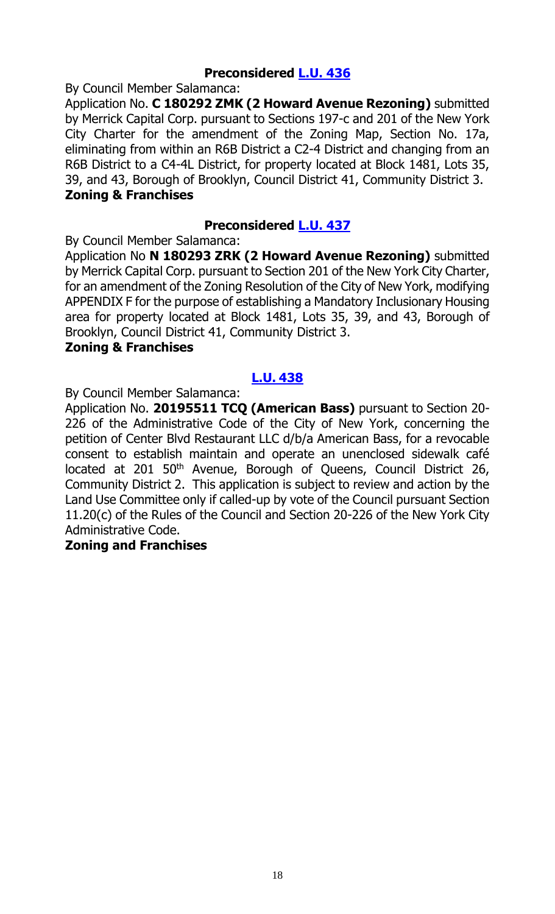**Preconsidered [L.U. 436]**

By Council Member Salamanca:

Application No. **C 180292 ZMK (2 Howard Avenue Rezoning)** submitted by Merrick Capital Corp. pursuant to Sections 197-c and 201 of the New York City Charter for the amendment of the Zoning Map, Section No. 17a, eliminating from within an R6B District a C2-4 District and changing from an R6B District to a C4-4L District, for property located at Block 1481, Lots 35, 39, and 43, Borough of Brooklyn, Council District 41, Community District 3.

**Zoning & Franchises**

**Preconsidered [L.U. 437]**

By Council Member Salamanca:

Application No **N 180293 ZRK (2 Howard Avenue Rezoning)** submitted by Merrick Capital Corp. pursuant to Section 201 of the New York City Charter, for an amendment of the Zoning Resolution of the City of New York, modifying APPENDIX F for the purpose of establishing a Mandatory Inclusionary Housing area for property located at Block 1481, Lots 35, 39, and 43, Borough of Brooklyn, Council District 41, Community District 3.

**Zoning & Franchises**

**[L.U. 438]**

By Council Member Salamanca:

Application No. **20195511 TCQ (American Bass)** pursuant to Section 20-226 of the Administrative Code of the City of New York, concerning the petition of Center Blvd Restaurant LLC d/b/a American Bass, for a revocable consent to establish maintain and operate an unenclosed sidewalk café located at 201 50th Avenue, Borough of Queens, Council District 26, Community District 2. This application is subject to review and action by the Land Use Committee only if called-up by vote of the Council pursuant Section 11.20(c) of the Rules of the Council and Section 20-226 of the New York City Administrative Code.

**Zoning and Franchises**